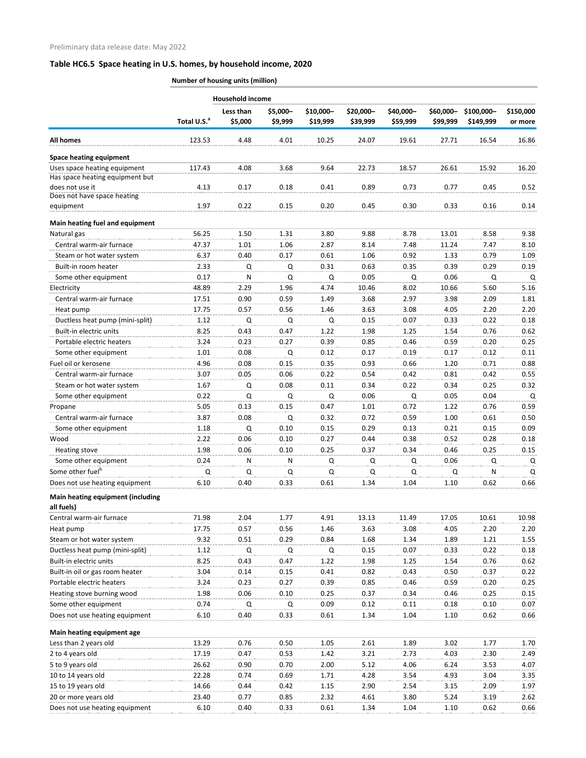Preliminary data release date: May 2022

## Table HC6.5 Space heating in U.S. homes, by household income, 2020

| | Number of housing units (million) | | | | | | | | |
|---|---|---|---|---|---|---|---|---|---|
| | | Household income | | | | | | | |
| | Total U.S.[a] | Less than $5,000 | $5,000– $9,999 | $10,000– $19,999 | $20,000– $39,999 | $40,000– $59,999 | $60,000– $99,999 | $100,000– $149,999 | $150,000 or more |
| **All homes** | 123.53 | 4.48 | 4.01 | 10.25 | 24.07 | 19.61 | 27.71 | 16.54 | 16.86 |
| **Space heating equipment** | | | | | | | | | |
| Uses space heating equipment | 117.43 | 4.08 | 3.68 | 9.64 | 22.73 | 18.57 | 26.61 | 15.92 | 16.20 |
| Has space heating equipment but does not use it | 4.13 | 0.17 | 0.18 | 0.41 | 0.89 | 0.73 | 0.77 | 0.45 | 0.52 |
| Does not have space heating equipment | 1.97 | 0.22 | 0.15 | 0.20 | 0.45 | 0.30 | 0.33 | 0.16 | 0.14 |
| **Main heating fuel and equipment** | | | | | | | | | |
| Natural gas | 56.25 | 1.50 | 1.31 | 3.80 | 9.88 | 8.78 | 13.01 | 8.58 | 9.38 |
| Central warm-air furnace | 47.37 | 1.01 | 1.06 | 2.87 | 8.14 | 7.48 | 11.24 | 7.47 | 8.10 |
| Steam or hot water system | 6.37 | 0.40 | 0.17 | 0.61 | 1.06 | 0.92 | 1.33 | 0.79 | 1.09 |
| Built-in room heater | 2.33 | Q | Q | 0.31 | 0.63 | 0.35 | 0.39 | 0.29 | 0.19 |
| Some other equipment | 0.17 | N | Q | Q | 0.05 | Q | 0.06 | Q | Q |
| Electricity | 48.89 | 2.29 | 1.96 | 4.74 | 10.46 | 8.02 | 10.66 | 5.60 | 5.16 |
| Central warm-air furnace | 17.51 | 0.90 | 0.59 | 1.49 | 3.68 | 2.97 | 3.98 | 2.09 | 1.81 |
| Heat pump | 17.75 | 0.57 | 0.56 | 1.46 | 3.63 | 3.08 | 4.05 | 2.20 | 2.20 |
| Ductless heat pump (mini-split) | 1.12 | Q | Q | Q | 0.15 | 0.07 | 0.33 | 0.22 | 0.18 |
| Built-in electric units | 8.25 | 0.43 | 0.47 | 1.22 | 1.98 | 1.25 | 1.54 | 0.76 | 0.62 |
| Portable electric heaters | 3.24 | 0.23 | 0.27 | 0.39 | 0.85 | 0.46 | 0.59 | 0.20 | 0.25 |
| Some other equipment | 1.01 | 0.08 | Q | 0.12 | 0.17 | 0.19 | 0.17 | 0.12 | 0.11 |
| Fuel oil or kerosene | 4.96 | 0.08 | 0.15 | 0.35 | 0.93 | 0.66 | 1.20 | 0.71 | 0.88 |
| Central warm-air furnace | 3.07 | 0.05 | 0.06 | 0.22 | 0.54 | 0.42 | 0.81 | 0.42 | 0.55 |
| Steam or hot water system | 1.67 | Q | 0.08 | 0.11 | 0.34 | 0.22 | 0.34 | 0.25 | 0.32 |
| Some other equipment | 0.22 | Q | Q | Q | 0.06 | Q | 0.05 | 0.04 | Q |
| Propane | 5.05 | 0.13 | 0.15 | 0.47 | 1.01 | 0.72 | 1.22 | 0.76 | 0.59 |
| Central warm-air furnace | 3.87 | 0.08 | Q | 0.32 | 0.72 | 0.59 | 1.00 | 0.61 | 0.50 |
| Some other equipment | 1.18 | Q | 0.10 | 0.15 | 0.29 | 0.13 | 0.21 | 0.15 | 0.09 |
| Wood | 2.22 | 0.06 | 0.10 | 0.27 | 0.44 | 0.38 | 0.52 | 0.28 | 0.18 |
| Heating stove | 1.98 | 0.06 | 0.10 | 0.25 | 0.37 | 0.34 | 0.46 | 0.25 | 0.15 |
| Some other equipment | 0.24 | N | N | Q | Q | Q | 0.06 | Q | Q |
| Some other fuel[b] | Q | Q | Q | Q | Q | Q | Q | N | Q |
| Does not use heating equipment | 6.10 | 0.40 | 0.33 | 0.61 | 1.34 | 1.04 | 1.10 | 0.62 | 0.66 |
| **Main heating equipment (including all fuels)** | | | | | | | | | |
| Central warm-air furnace | 71.98 | 2.04 | 1.77 | 4.91 | 13.13 | 11.49 | 17.05 | 10.61 | 10.98 |
| Heat pump | 17.75 | 0.57 | 0.56 | 1.46 | 3.63 | 3.08 | 4.05 | 2.20 | 2.20 |
| Steam or hot water system | 9.32 | 0.51 | 0.29 | 0.84 | 1.68 | 1.34 | 1.89 | 1.21 | 1.55 |
| Ductless heat pump (mini-split) | 1.12 | Q | Q | Q | 0.15 | 0.07 | 0.33 | 0.22 | 0.18 |
| Built-in electric units | 8.25 | 0.43 | 0.47 | 1.22 | 1.98 | 1.25 | 1.54 | 0.76 | 0.62 |
| Built-in oil or gas room heater | 3.04 | 0.14 | 0.15 | 0.41 | 0.82 | 0.43 | 0.50 | 0.37 | 0.22 |
| Portable electric heaters | 3.24 | 0.23 | 0.27 | 0.39 | 0.85 | 0.46 | 0.59 | 0.20 | 0.25 |
| Heating stove burning wood | 1.98 | 0.06 | 0.10 | 0.25 | 0.37 | 0.34 | 0.46 | 0.25 | 0.15 |
| Some other equipment | 0.74 | Q | Q | 0.09 | 0.12 | 0.11 | 0.18 | 0.10 | 0.07 |
| Does not use heating equipment | 6.10 | 0.40 | 0.33 | 0.61 | 1.34 | 1.04 | 1.10 | 0.62 | 0.66 |
| **Main heating equipment age** | | | | | | | | | |
| Less than 2 years old | 13.29 | 0.76 | 0.50 | 1.05 | 2.61 | 1.89 | 3.02 | 1.77 | 1.70 |
| 2 to 4 years old | 17.19 | 0.47 | 0.53 | 1.42 | 3.21 | 2.73 | 4.03 | 2.30 | 2.49 |
| 5 to 9 years old | 26.62 | 0.90 | 0.70 | 2.00 | 5.12 | 4.06 | 6.24 | 3.53 | 4.07 |
| 10 to 14 years old | 22.28 | 0.74 | 0.69 | 1.71 | 4.28 | 3.54 | 4.93 | 3.04 | 3.35 |
| 15 to 19 years old | 14.66 | 0.44 | 0.42 | 1.15 | 2.90 | 2.54 | 3.15 | 2.09 | 1.97 |
| 20 or more years old | 23.40 | 0.77 | 0.85 | 2.32 | 4.61 | 3.80 | 5.24 | 3.19 | 2.62 |
| Does not use heating equipment | 6.10 | 0.40 | 0.33 | 0.61 | 1.34 | 1.04 | 1.10 | 0.62 | 0.66 |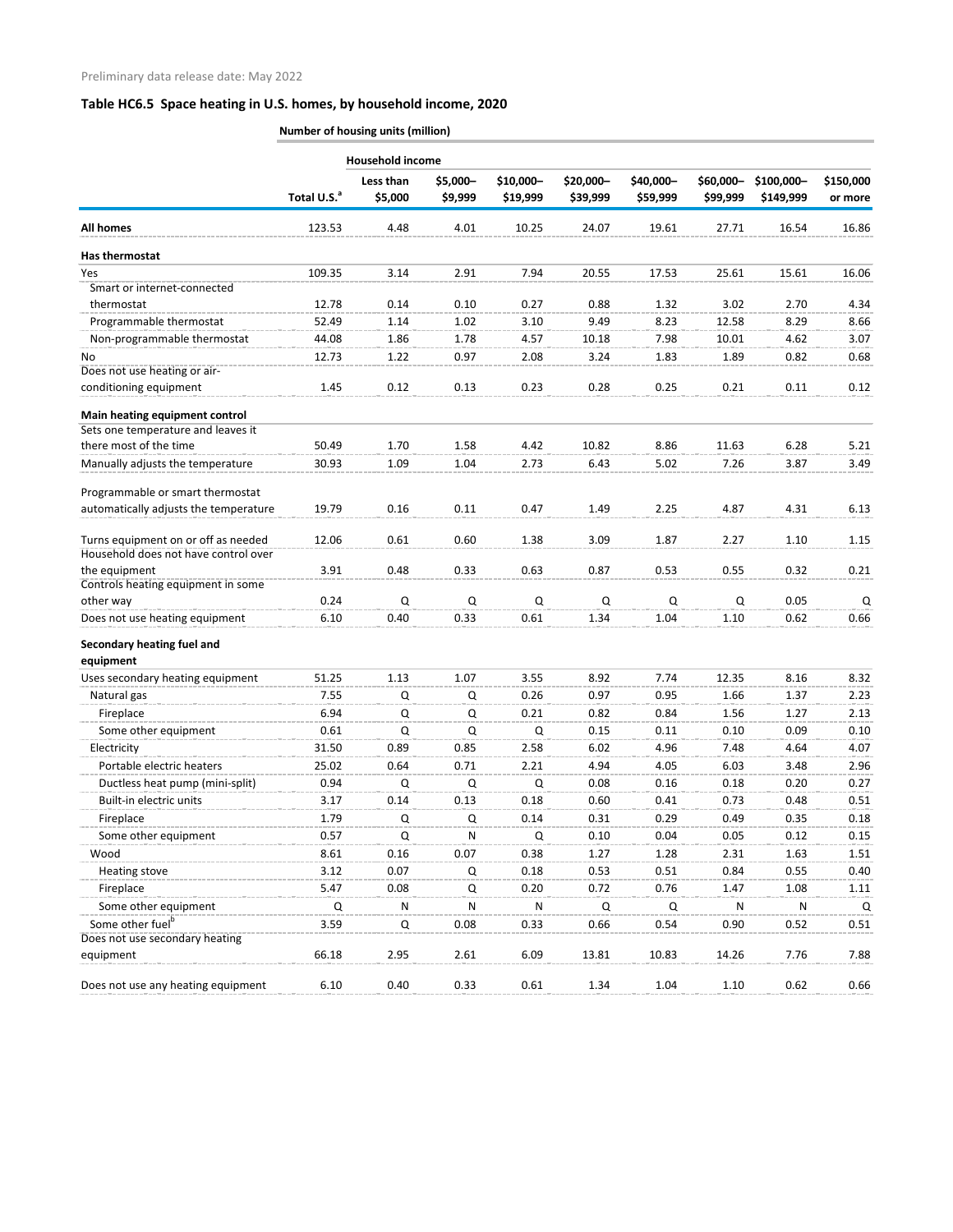Preliminary data release date: May 2022

## Table HC6.5 Space heating in U.S. homes, by household income, 2020

| | Number of housing units (million) | | | | | | | | |
|---|---|---|---|---|---|---|---|---|---|
| | | Household income | | | | | | | |
| | Total U.S.[a] | Less than $5,000 | $5,000–$9,999 | $10,000–$19,999 | $20,000–$39,999 | $40,000–$59,999 | $60,000–$99,999 | $100,000–$149,999 | $150,000 or more |
| **All homes** | 123.53 | 4.48 | 4.01 | 10.25 | 24.07 | 19.61 | 27.71 | 16.54 | 16.86 |
| **Has thermostat** | | | | | | | | | |
| Yes | 109.35 | 3.14 | 2.91 | 7.94 | 20.55 | 17.53 | 25.61 | 15.61 | 16.06 |
| Smart or internet-connected thermostat | 12.78 | 0.14 | 0.10 | 0.27 | 0.88 | 1.32 | 3.02 | 2.70 | 4.34 |
| Programmable thermostat | 52.49 | 1.14 | 1.02 | 3.10 | 9.49 | 8.23 | 12.58 | 8.29 | 8.66 |
| Non-programmable thermostat | 44.08 | 1.86 | 1.78 | 4.57 | 10.18 | 7.98 | 10.01 | 4.62 | 3.07 |
| No | 12.73 | 1.22 | 0.97 | 2.08 | 3.24 | 1.83 | 1.89 | 0.82 | 0.68 |
| Does not use heating or air-conditioning equipment | 1.45 | 0.12 | 0.13 | 0.23 | 0.28 | 0.25 | 0.21 | 0.11 | 0.12 |
| **Main heating equipment control** | | | | | | | | | |
| Sets one temperature and leaves it there most of the time | 50.49 | 1.70 | 1.58 | 4.42 | 10.82 | 8.86 | 11.63 | 6.28 | 5.21 |
| Manually adjusts the temperature | 30.93 | 1.09 | 1.04 | 2.73 | 6.43 | 5.02 | 7.26 | 3.87 | 3.49 |
| Programmable or smart thermostat automatically adjusts the temperature | 19.79 | 0.16 | 0.11 | 0.47 | 1.49 | 2.25 | 4.87 | 4.31 | 6.13 |
| Turns equipment on or off as needed | 12.06 | 0.61 | 0.60 | 1.38 | 3.09 | 1.87 | 2.27 | 1.10 | 1.15 |
| Household does not have control over the equipment | 3.91 | 0.48 | 0.33 | 0.63 | 0.87 | 0.53 | 0.55 | 0.32 | 0.21 |
| Controls heating equipment in some other way | 0.24 | Q | Q | Q | Q | Q | Q | 0.05 | Q |
| Does not use heating equipment | 6.10 | 0.40 | 0.33 | 0.61 | 1.34 | 1.04 | 1.10 | 0.62 | 0.66 |
| **Secondary heating fuel and equipment** | | | | | | | | | |
| Uses secondary heating equipment | 51.25 | 1.13 | 1.07 | 3.55 | 8.92 | 7.74 | 12.35 | 8.16 | 8.32 |
| Natural gas | 7.55 | Q | Q | 0.26 | 0.97 | 0.95 | 1.66 | 1.37 | 2.23 |
| Fireplace | 6.94 | Q | Q | 0.21 | 0.82 | 0.84 | 1.56 | 1.27 | 2.13 |
| Some other equipment | 0.61 | Q | Q | Q | 0.15 | 0.11 | 0.10 | 0.09 | 0.10 |
| Electricity | 31.50 | 0.89 | 0.85 | 2.58 | 6.02 | 4.96 | 7.48 | 4.64 | 4.07 |
| Portable electric heaters | 25.02 | 0.64 | 0.71 | 2.21 | 4.94 | 4.05 | 6.03 | 3.48 | 2.96 |
| Ductless heat pump (mini-split) | 0.94 | Q | Q | Q | 0.08 | 0.16 | 0.18 | 0.20 | 0.27 |
| Built-in electric units | 3.17 | 0.14 | 0.13 | 0.18 | 0.60 | 0.41 | 0.73 | 0.48 | 0.51 |
| Fireplace | 1.79 | Q | Q | 0.14 | 0.31 | 0.29 | 0.49 | 0.35 | 0.18 |
| Some other equipment | 0.57 | Q | N | Q | 0.10 | 0.04 | 0.05 | 0.12 | 0.15 |
| Wood | 8.61 | 0.16 | 0.07 | 0.38 | 1.27 | 1.28 | 2.31 | 1.63 | 1.51 |
| Heating stove | 3.12 | 0.07 | Q | 0.18 | 0.53 | 0.51 | 0.84 | 0.55 | 0.40 |
| Fireplace | 5.47 | 0.08 | Q | 0.20 | 0.72 | 0.76 | 1.47 | 1.08 | 1.11 |
| Some other equipment | Q | N | N | N | Q | Q | N | N | Q |
| Some other fuel[b] | 3.59 | Q | 0.08 | 0.33 | 0.66 | 0.54 | 0.90 | 0.52 | 0.51 |
| Does not use secondary heating equipment | 66.18 | 2.95 | 2.61 | 6.09 | 13.81 | 10.83 | 14.26 | 7.76 | 7.88 |
| Does not use any heating equipment | 6.10 | 0.40 | 0.33 | 0.61 | 1.34 | 1.04 | 1.10 | 0.62 | 0.66 |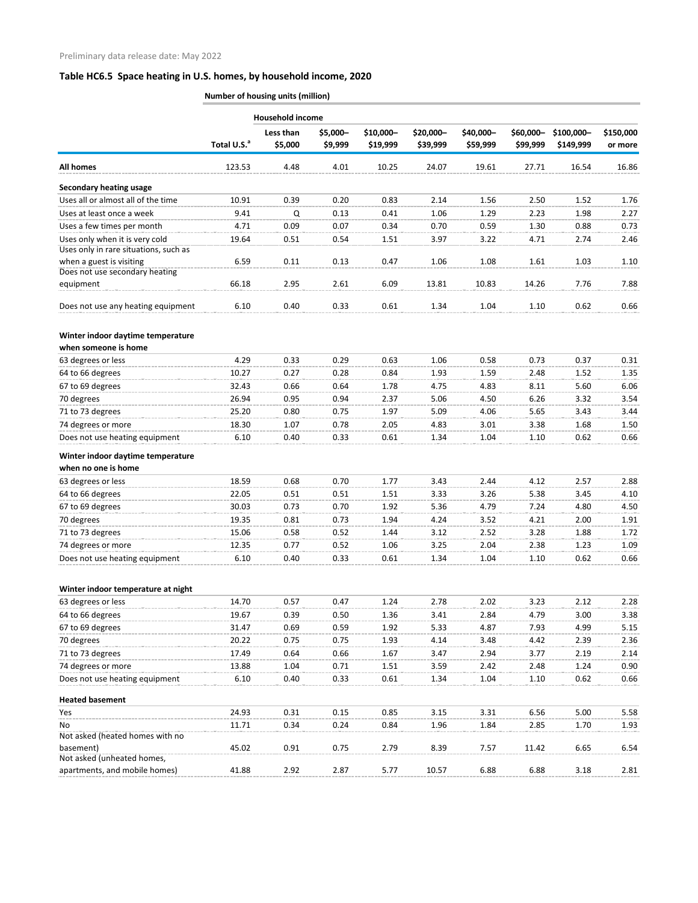Preliminary data release date: May 2022

## Table HC6.5 Space heating in U.S. homes, by household income, 2020

| | Number of housing units (million) | | | | | | | | |
|---|---|---|---|---|---|---|---|---|---|
| | | Household income | | | | | | | |
| | Total U.S.[a] | Less than $5,000 | $5,000–$9,999 | $10,000–$19,999 | $20,000–$39,999 | $40,000–$59,999 | $60,000–$99,999 | $100,000–$149,999 | $150,000 or more |
| **All homes** | 123.53 | 4.48 | 4.01 | 10.25 | 24.07 | 19.61 | 27.71 | 16.54 | 16.86 |
| **Secondary heating usage** | | | | | | | | | |
| Uses all or almost all of the time | 10.91 | 0.39 | 0.20 | 0.83 | 2.14 | 1.56 | 2.50 | 1.52 | 1.76 |
| Uses at least once a week | 9.41 | Q | 0.13 | 0.41 | 1.06 | 1.29 | 2.23 | 1.98 | 2.27 |
| Uses a few times per month | 4.71 | 0.09 | 0.07 | 0.34 | 0.70 | 0.59 | 1.30 | 0.88 | 0.73 |
| Uses only when it is very cold | 19.64 | 0.51 | 0.54 | 1.51 | 3.97 | 3.22 | 4.71 | 2.74 | 2.46 |
| Uses only in rare situations, such as when a guest is visiting | 6.59 | 0.11 | 0.13 | 0.47 | 1.06 | 1.08 | 1.61 | 1.03 | 1.10 |
| Does not use secondary heating equipment | 66.18 | 2.95 | 2.61 | 6.09 | 13.81 | 10.83 | 14.26 | 7.76 | 7.88 |
| Does not use any heating equipment | 6.10 | 0.40 | 0.33 | 0.61 | 1.34 | 1.04 | 1.10 | 0.62 | 0.66 |
| **Winter indoor daytime temperature when someone is home** | | | | | | | | | |
| 63 degrees or less | 4.29 | 0.33 | 0.29 | 0.63 | 1.06 | 0.58 | 0.73 | 0.37 | 0.31 |
| 64 to 66 degrees | 10.27 | 0.27 | 0.28 | 0.84 | 1.93 | 1.59 | 2.48 | 1.52 | 1.35 |
| 67 to 69 degrees | 32.43 | 0.66 | 0.64 | 1.78 | 4.75 | 4.83 | 8.11 | 5.60 | 6.06 |
| 70 degrees | 26.94 | 0.95 | 0.94 | 2.37 | 5.06 | 4.50 | 6.26 | 3.32 | 3.54 |
| 71 to 73 degrees | 25.20 | 0.80 | 0.75 | 1.97 | 5.09 | 4.06 | 5.65 | 3.43 | 3.44 |
| 74 degrees or more | 18.30 | 1.07 | 0.78 | 2.05 | 4.83 | 3.01 | 3.38 | 1.68 | 1.50 |
| Does not use heating equipment | 6.10 | 0.40 | 0.33 | 0.61 | 1.34 | 1.04 | 1.10 | 0.62 | 0.66 |
| **Winter indoor daytime temperature when no one is home** | | | | | | | | | |
| 63 degrees or less | 18.59 | 0.68 | 0.70 | 1.77 | 3.43 | 2.44 | 4.12 | 2.57 | 2.88 |
| 64 to 66 degrees | 22.05 | 0.51 | 0.51 | 1.51 | 3.33 | 3.26 | 5.38 | 3.45 | 4.10 |
| 67 to 69 degrees | 30.03 | 0.73 | 0.70 | 1.92 | 5.36 | 4.79 | 7.24 | 4.80 | 4.50 |
| 70 degrees | 19.35 | 0.81 | 0.73 | 1.94 | 4.24 | 3.52 | 4.21 | 2.00 | 1.91 |
| 71 to 73 degrees | 15.06 | 0.58 | 0.52 | 1.44 | 3.12 | 2.52 | 3.28 | 1.88 | 1.72 |
| 74 degrees or more | 12.35 | 0.77 | 0.52 | 1.06 | 3.25 | 2.04 | 2.38 | 1.23 | 1.09 |
| Does not use heating equipment | 6.10 | 0.40 | 0.33 | 0.61 | 1.34 | 1.04 | 1.10 | 0.62 | 0.66 |
| **Winter indoor temperature at night** | | | | | | | | | |
| 63 degrees or less | 14.70 | 0.57 | 0.47 | 1.24 | 2.78 | 2.02 | 3.23 | 2.12 | 2.28 |
| 64 to 66 degrees | 19.67 | 0.39 | 0.50 | 1.36 | 3.41 | 2.84 | 4.79 | 3.00 | 3.38 |
| 67 to 69 degrees | 31.47 | 0.69 | 0.59 | 1.92 | 5.33 | 4.87 | 7.93 | 4.99 | 5.15 |
| 70 degrees | 20.22 | 0.75 | 0.75 | 1.93 | 4.14 | 3.48 | 4.42 | 2.39 | 2.36 |
| 71 to 73 degrees | 17.49 | 0.64 | 0.66 | 1.67 | 3.47 | 2.94 | 3.77 | 2.19 | 2.14 |
| 74 degrees or more | 13.88 | 1.04 | 0.71 | 1.51 | 3.59 | 2.42 | 2.48 | 1.24 | 0.90 |
| Does not use heating equipment | 6.10 | 0.40 | 0.33 | 0.61 | 1.34 | 1.04 | 1.10 | 0.62 | 0.66 |
| **Heated basement** | | | | | | | | | |
| Yes | 24.93 | 0.31 | 0.15 | 0.85 | 3.15 | 3.31 | 6.56 | 5.00 | 5.58 |
| No | 11.71 | 0.34 | 0.24 | 0.84 | 1.96 | 1.84 | 2.85 | 1.70 | 1.93 |
| Not asked (heated homes with no basement) | 45.02 | 0.91 | 0.75 | 2.79 | 8.39 | 7.57 | 11.42 | 6.65 | 6.54 |
| Not asked (unheated homes, apartments, and mobile homes) | 41.88 | 2.92 | 2.87 | 5.77 | 10.57 | 6.88 | 6.88 | 3.18 | 2.81 |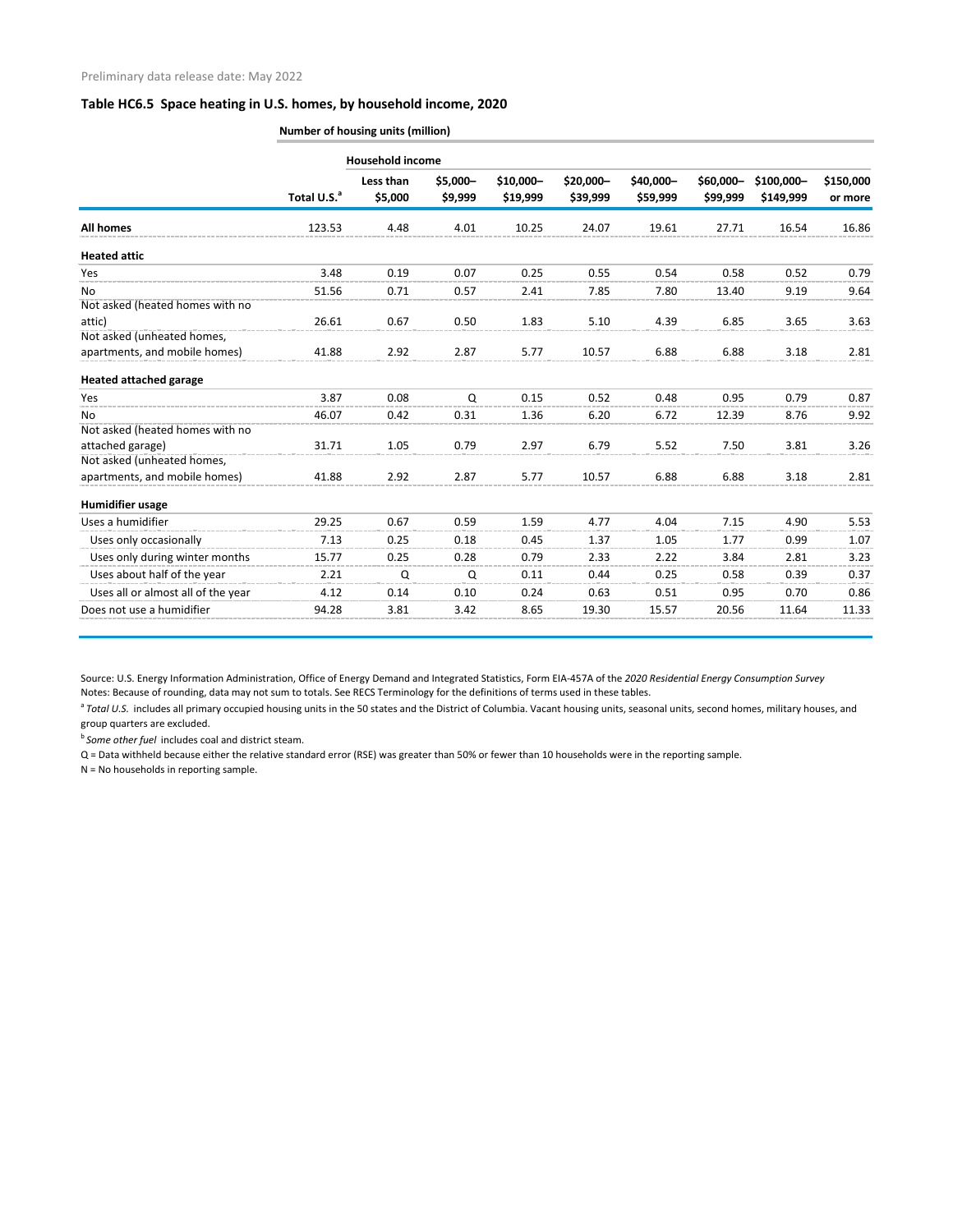Preliminary data release date: May 2022

### Table HC6.5 Space heating in U.S. homes, by household income, 2020

Number of housing units (million)

| | | Household income | | | | | | | |
|---|---|---|---|---|---|---|---|---|---|
| | Total U.S.[a] | Less than $5,000 | $5,000–$9,999 | $10,000–$19,999 | $20,000–$39,999 | $40,000–$59,999 | $60,000–$99,999 | $100,000–$149,999 | $150,000 or more |
| **All homes** | 123.53 | 4.48 | 4.01 | 10.25 | 24.07 | 19.61 | 27.71 | 16.54 | 16.86 |
| **Heated attic** | | | | | | | | | |
| Yes | 3.48 | 0.19 | 0.07 | 0.25 | 0.55 | 0.54 | 0.58 | 0.52 | 0.79 |
| No | 51.56 | 0.71 | 0.57 | 2.41 | 7.85 | 7.80 | 13.40 | 9.19 | 9.64 |
| Not asked (heated homes with no attic) | 26.61 | 0.67 | 0.50 | 1.83 | 5.10 | 4.39 | 6.85 | 3.65 | 3.63 |
| Not asked (unheated homes, apartments, and mobile homes) | 41.88 | 2.92 | 2.87 | 5.77 | 10.57 | 6.88 | 6.88 | 3.18 | 2.81 |
| **Heated attached garage** | | | | | | | | | |
| Yes | 3.87 | 0.08 | Q | 0.15 | 0.52 | 0.48 | 0.95 | 0.79 | 0.87 |
| No | 46.07 | 0.42 | 0.31 | 1.36 | 6.20 | 6.72 | 12.39 | 8.76 | 9.92 |
| Not asked (heated homes with no attached garage) | 31.71 | 1.05 | 0.79 | 2.97 | 6.79 | 5.52 | 7.50 | 3.81 | 3.26 |
| Not asked (unheated homes, apartments, and mobile homes) | 41.88 | 2.92 | 2.87 | 5.77 | 10.57 | 6.88 | 6.88 | 3.18 | 2.81 |
| **Humidifier usage** | | | | | | | | | |
| Uses a humidifier | 29.25 | 0.67 | 0.59 | 1.59 | 4.77 | 4.04 | 7.15 | 4.90 | 5.53 |
| Uses only occasionally | 7.13 | 0.25 | 0.18 | 0.45 | 1.37 | 1.05 | 1.77 | 0.99 | 1.07 |
| Uses only during winter months | 15.77 | 0.25 | 0.28 | 0.79 | 2.33 | 2.22 | 3.84 | 2.81 | 3.23 |
| Uses about half of the year | 2.21 | Q | Q | 0.11 | 0.44 | 0.25 | 0.58 | 0.39 | 0.37 |
| Uses all or almost all of the year | 4.12 | 0.14 | 0.10 | 0.24 | 0.63 | 0.51 | 0.95 | 0.70 | 0.86 |
| Does not use a humidifier | 94.28 | 3.81 | 3.42 | 8.65 | 19.30 | 15.57 | 20.56 | 11.64 | 11.33 |

Source: U.S. Energy Information Administration, Office of Energy Demand and Integrated Statistics, Form EIA-457A of the *2020 Residential Energy Consumption Survey*

Notes: Because of rounding, data may not sum to totals. See RECS Terminology for the definitions of terms used in these tables.

[a] *Total U.S.* includes all primary occupied housing units in the 50 states and the District of Columbia. Vacant housing units, seasonal units, second homes, military houses, and group quarters are excluded.

[b] *Some other fuel* includes coal and district steam.

Q = Data withheld because either the relative standard error (RSE) was greater than 50% or fewer than 10 households were in the reporting sample.

N = No households in reporting sample.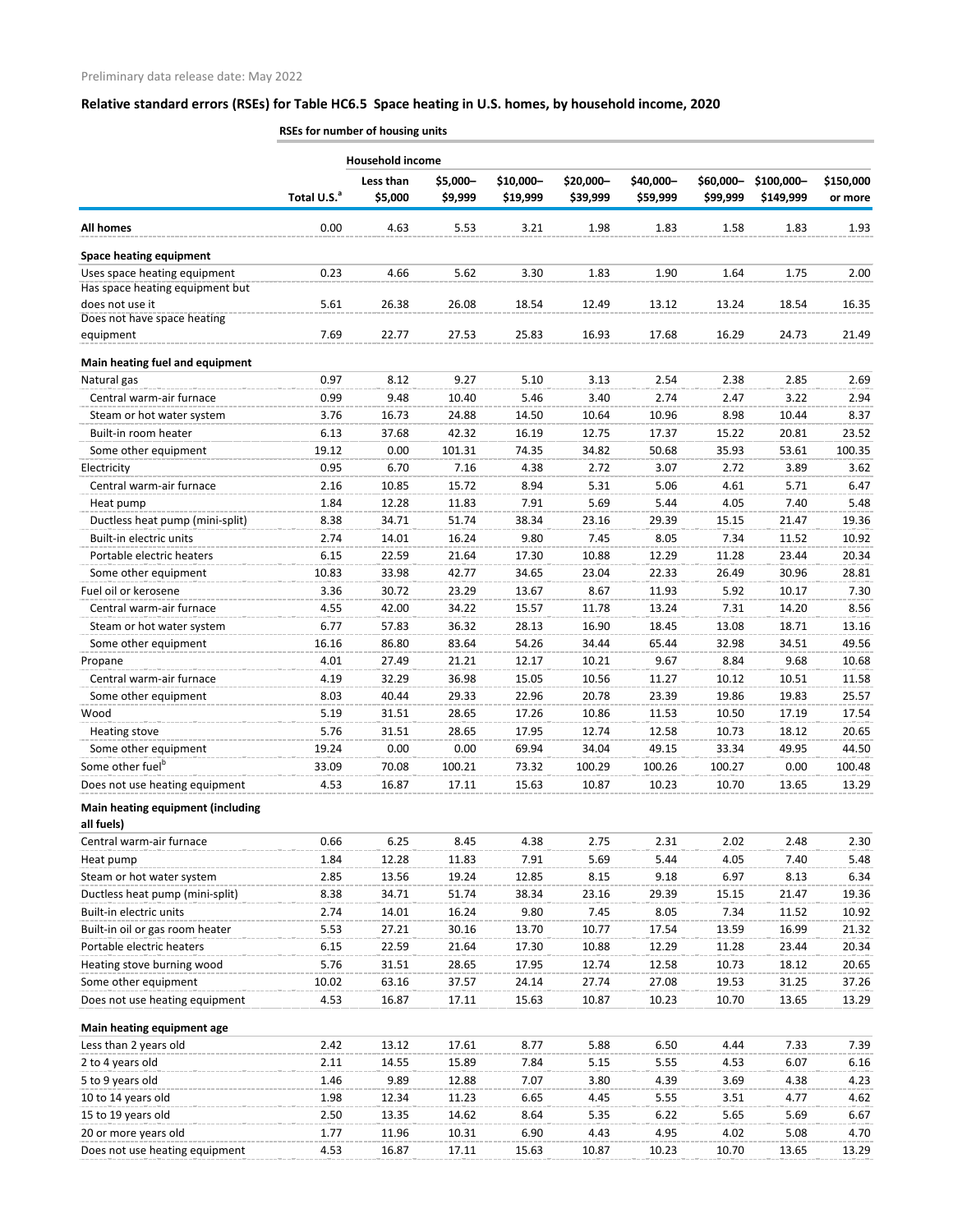Preliminary data release date: May 2022

## Relative standard errors (RSEs) for Table HC6.5 Space heating in U.S. homes, by household income, 2020

| | RSEs for number of housing units | | | | | | | | |
|---|---|---|---|---|---|---|---|---|---|
| | | Household income | | | | | | | |
| | Total U.S.[a] | Less than $5,000 | $5,000–$9,999 | $10,000–$19,999 | $20,000–$39,999 | $40,000–$59,999 | $60,000–$99,999 | $100,000–$149,999 | $150,000 or more |
| **All homes** | 0.00 | 4.63 | 5.53 | 3.21 | 1.98 | 1.83 | 1.58 | 1.83 | 1.93 |
| **Space heating equipment** | | | | | | | | | |
| Uses space heating equipment | 0.23 | 4.66 | 5.62 | 3.30 | 1.83 | 1.90 | 1.64 | 1.75 | 2.00 |
| Has space heating equipment but does not use it | 5.61 | 26.38 | 26.08 | 18.54 | 12.49 | 13.12 | 13.24 | 18.54 | 16.35 |
| Does not have space heating equipment | 7.69 | 22.77 | 27.53 | 25.83 | 16.93 | 17.68 | 16.29 | 24.73 | 21.49 |
| **Main heating fuel and equipment** | | | | | | | | | |
| Natural gas | 0.97 | 8.12 | 9.27 | 5.10 | 3.13 | 2.54 | 2.38 | 2.85 | 2.69 |
| Central warm-air furnace | 0.99 | 9.48 | 10.40 | 5.46 | 3.40 | 2.74 | 2.47 | 3.22 | 2.94 |
| Steam or hot water system | 3.76 | 16.73 | 24.88 | 14.50 | 10.64 | 10.96 | 8.98 | 10.44 | 8.37 |
| Built-in room heater | 6.13 | 37.68 | 42.32 | 16.19 | 12.75 | 17.37 | 15.22 | 20.81 | 23.52 |
| Some other equipment | 19.12 | 0.00 | 101.31 | 74.35 | 34.82 | 50.68 | 35.93 | 53.61 | 100.35 |
| Electricity | 0.95 | 6.70 | 7.16 | 4.38 | 2.72 | 3.07 | 2.72 | 3.89 | 3.62 |
| Central warm-air furnace | 2.16 | 10.85 | 15.72 | 8.94 | 5.31 | 5.06 | 4.61 | 5.71 | 6.47 |
| Heat pump | 1.84 | 12.28 | 11.83 | 7.91 | 5.69 | 5.44 | 4.05 | 7.40 | 5.48 |
| Ductless heat pump (mini-split) | 8.38 | 34.71 | 51.74 | 38.34 | 23.16 | 29.39 | 15.15 | 21.47 | 19.36 |
| Built-in electric units | 2.74 | 14.01 | 16.24 | 9.80 | 7.45 | 8.05 | 7.34 | 11.52 | 10.92 |
| Portable electric heaters | 6.15 | 22.59 | 21.64 | 17.30 | 10.88 | 12.29 | 11.28 | 23.44 | 20.34 |
| Some other equipment | 10.83 | 33.98 | 42.77 | 34.65 | 23.04 | 22.33 | 26.49 | 30.96 | 28.81 |
| Fuel oil or kerosene | 3.36 | 30.72 | 23.29 | 13.67 | 8.67 | 11.93 | 5.92 | 10.17 | 7.30 |
| Central warm-air furnace | 4.55 | 42.00 | 34.22 | 15.57 | 11.78 | 13.24 | 7.31 | 14.20 | 8.56 |
| Steam or hot water system | 6.77 | 57.83 | 36.32 | 28.13 | 16.90 | 18.45 | 13.08 | 18.71 | 13.16 |
| Some other equipment | 16.16 | 86.80 | 83.64 | 54.26 | 34.44 | 65.44 | 32.98 | 34.51 | 49.56 |
| Propane | 4.01 | 27.49 | 21.21 | 12.17 | 10.21 | 9.67 | 8.84 | 9.68 | 10.68 |
| Central warm-air furnace | 4.19 | 32.29 | 36.98 | 15.05 | 10.56 | 11.27 | 10.12 | 10.51 | 11.58 |
| Some other equipment | 8.03 | 40.44 | 29.33 | 22.96 | 20.78 | 23.39 | 19.86 | 19.83 | 25.57 |
| Wood | 5.19 | 31.51 | 28.65 | 17.26 | 10.86 | 11.53 | 10.50 | 17.19 | 17.54 |
| Heating stove | 5.76 | 31.51 | 28.65 | 17.95 | 12.74 | 12.58 | 10.73 | 18.12 | 20.65 |
| Some other equipment | 19.24 | 0.00 | 0.00 | 69.94 | 34.04 | 49.15 | 33.34 | 49.95 | 44.50 |
| Some other fuel[b] | 33.09 | 70.08 | 100.21 | 73.32 | 100.29 | 100.26 | 100.27 | 0.00 | 100.48 |
| Does not use heating equipment | 4.53 | 16.87 | 17.11 | 15.63 | 10.87 | 10.23 | 10.70 | 13.65 | 13.29 |
| **Main heating equipment (including all fuels)** | | | | | | | | | |
| Central warm-air furnace | 0.66 | 6.25 | 8.45 | 4.38 | 2.75 | 2.31 | 2.02 | 2.48 | 2.30 |
| Heat pump | 1.84 | 12.28 | 11.83 | 7.91 | 5.69 | 5.44 | 4.05 | 7.40 | 5.48 |
| Steam or hot water system | 2.85 | 13.56 | 19.24 | 12.85 | 8.15 | 9.18 | 6.97 | 8.13 | 6.34 |
| Ductless heat pump (mini-split) | 8.38 | 34.71 | 51.74 | 38.34 | 23.16 | 29.39 | 15.15 | 21.47 | 19.36 |
| Built-in electric units | 2.74 | 14.01 | 16.24 | 9.80 | 7.45 | 8.05 | 7.34 | 11.52 | 10.92 |
| Built-in oil or gas room heater | 5.53 | 27.21 | 30.16 | 13.70 | 10.77 | 17.54 | 13.59 | 16.99 | 21.32 |
| Portable electric heaters | 6.15 | 22.59 | 21.64 | 17.30 | 10.88 | 12.29 | 11.28 | 23.44 | 20.34 |
| Heating stove burning wood | 5.76 | 31.51 | 28.65 | 17.95 | 12.74 | 12.58 | 10.73 | 18.12 | 20.65 |
| Some other equipment | 10.02 | 63.16 | 37.57 | 24.14 | 27.74 | 27.08 | 19.53 | 31.25 | 37.26 |
| Does not use heating equipment | 4.53 | 16.87 | 17.11 | 15.63 | 10.87 | 10.23 | 10.70 | 13.65 | 13.29 |
| **Main heating equipment age** | | | | | | | | | |
| Less than 2 years old | 2.42 | 13.12 | 17.61 | 8.77 | 5.88 | 6.50 | 4.44 | 7.33 | 7.39 |
| 2 to 4 years old | 2.11 | 14.55 | 15.89 | 7.84 | 5.15 | 5.55 | 4.53 | 6.07 | 6.16 |
| 5 to 9 years old | 1.46 | 9.89 | 12.88 | 7.07 | 3.80 | 4.39 | 3.69 | 4.38 | 4.23 |
| 10 to 14 years old | 1.98 | 12.34 | 11.23 | 6.65 | 4.45 | 5.55 | 3.51 | 4.77 | 4.62 |
| 15 to 19 years old | 2.50 | 13.35 | 14.62 | 8.64 | 5.35 | 6.22 | 5.65 | 5.69 | 6.67 |
| 20 or more years old | 1.77 | 11.96 | 10.31 | 6.90 | 4.43 | 4.95 | 4.02 | 5.08 | 4.70 |
| Does not use heating equipment | 4.53 | 16.87 | 17.11 | 15.63 | 10.87 | 10.23 | 10.70 | 13.65 | 13.29 |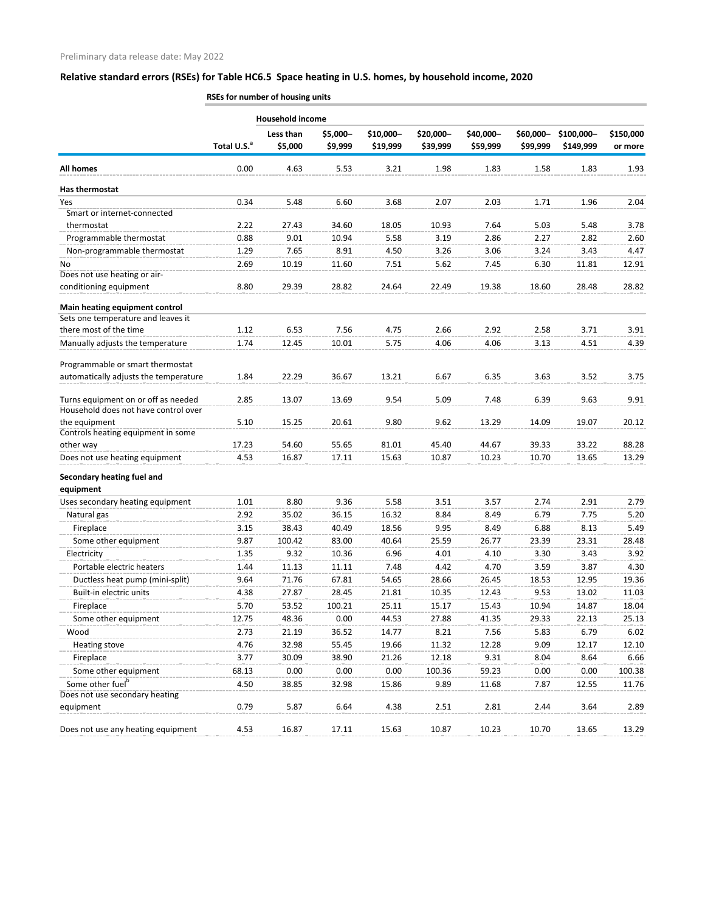Preliminary data release date: May 2022

## Relative standard errors (RSEs) for Table HC6.5 Space heating in U.S. homes, by household income, 2020

**RSEs for number of housing units**

| | | Household income | | | | | | | |
|---|---|---|---|---|---|---|---|---|---|
| | Total U.S.[a] | Less than $5,000 | $5,000–$9,999 | $10,000–$19,999 | $20,000–$39,999 | $40,000–$59,999 | $60,000–$99,999 | $100,000–$149,999 | $150,000 or more |
| **All homes** | 0.00 | 4.63 | 5.53 | 3.21 | 1.98 | 1.83 | 1.58 | 1.83 | 1.93 |
| **Has thermostat** | | | | | | | | | |
| Yes | 0.34 | 5.48 | 6.60 | 3.68 | 2.07 | 2.03 | 1.71 | 1.96 | 2.04 |
| Smart or internet-connected thermostat | 2.22 | 27.43 | 34.60 | 18.05 | 10.93 | 7.64 | 5.03 | 5.48 | 3.78 |
| Programmable thermostat | 0.88 | 9.01 | 10.94 | 5.58 | 3.19 | 2.86 | 2.27 | 2.82 | 2.60 |
| Non-programmable thermostat | 1.29 | 7.65 | 8.91 | 4.50 | 3.26 | 3.06 | 3.24 | 3.43 | 4.47 |
| No | 2.69 | 10.19 | 11.60 | 7.51 | 5.62 | 7.45 | 6.30 | 11.81 | 12.91 |
| Does not use heating or air-conditioning equipment | 8.80 | 29.39 | 28.82 | 24.64 | 22.49 | 19.38 | 18.60 | 28.48 | 28.82 |
| **Main heating equipment control** | | | | | | | | | |
| Sets one temperature and leaves it there most of the time | 1.12 | 6.53 | 7.56 | 4.75 | 2.66 | 2.92 | 2.58 | 3.71 | 3.91 |
| Manually adjusts the temperature | 1.74 | 12.45 | 10.01 | 5.75 | 4.06 | 4.06 | 3.13 | 4.51 | 4.39 |
| Programmable or smart thermostat automatically adjusts the temperature | 1.84 | 22.29 | 36.67 | 13.21 | 6.67 | 6.35 | 3.63 | 3.52 | 3.75 |
| Turns equipment on or off as needed | 2.85 | 13.07 | 13.69 | 9.54 | 5.09 | 7.48 | 6.39 | 9.63 | 9.91 |
| Household does not have control over the equipment | 5.10 | 15.25 | 20.61 | 9.80 | 9.62 | 13.29 | 14.09 | 19.07 | 20.12 |
| Controls heating equipment in some other way | 17.23 | 54.60 | 55.65 | 81.01 | 45.40 | 44.67 | 39.33 | 33.22 | 88.28 |
| Does not use heating equipment | 4.53 | 16.87 | 17.11 | 15.63 | 10.87 | 10.23 | 10.70 | 13.65 | 13.29 |
| **Secondary heating fuel and equipment** | | | | | | | | | |
| Uses secondary heating equipment | 1.01 | 8.80 | 9.36 | 5.58 | 3.51 | 3.57 | 2.74 | 2.91 | 2.79 |
| Natural gas | 2.92 | 35.02 | 36.15 | 16.32 | 8.84 | 8.49 | 6.79 | 7.75 | 5.20 |
| Fireplace | 3.15 | 38.43 | 40.49 | 18.56 | 9.95 | 8.49 | 6.88 | 8.13 | 5.49 |
| Some other equipment | 9.87 | 100.42 | 83.00 | 40.64 | 25.59 | 26.77 | 23.39 | 23.31 | 28.48 |
| Electricity | 1.35 | 9.32 | 10.36 | 6.96 | 4.01 | 4.10 | 3.30 | 3.43 | 3.92 |
| Portable electric heaters | 1.44 | 11.13 | 11.11 | 7.48 | 4.42 | 4.70 | 3.59 | 3.87 | 4.30 |
| Ductless heat pump (mini-split) | 9.64 | 71.76 | 67.81 | 54.65 | 28.66 | 26.45 | 18.53 | 12.95 | 19.36 |
| Built-in electric units | 4.38 | 27.87 | 28.45 | 21.81 | 10.35 | 12.43 | 9.53 | 13.02 | 11.03 |
| Fireplace | 5.70 | 53.52 | 100.21 | 25.11 | 15.17 | 15.43 | 10.94 | 14.87 | 18.04 |
| Some other equipment | 12.75 | 48.36 | 0.00 | 44.53 | 27.88 | 41.35 | 29.33 | 22.13 | 25.13 |
| Wood | 2.73 | 21.19 | 36.52 | 14.77 | 8.21 | 7.56 | 5.83 | 6.79 | 6.02 |
| Heating stove | 4.76 | 32.98 | 55.45 | 19.66 | 11.32 | 12.28 | 9.09 | 12.17 | 12.10 |
| Fireplace | 3.77 | 30.09 | 38.90 | 21.26 | 12.18 | 9.31 | 8.04 | 8.64 | 6.66 |
| Some other equipment | 68.13 | 0.00 | 0.00 | 0.00 | 100.36 | 59.23 | 0.00 | 0.00 | 100.38 |
| Some other fuel[b] | 4.50 | 38.85 | 32.98 | 15.86 | 9.89 | 11.68 | 7.87 | 12.55 | 11.76 |
| Does not use secondary heating equipment | 0.79 | 5.87 | 6.64 | 4.38 | 2.51 | 2.81 | 2.44 | 3.64 | 2.89 |
| Does not use any heating equipment | 4.53 | 16.87 | 17.11 | 15.63 | 10.87 | 10.23 | 10.70 | 13.65 | 13.29 |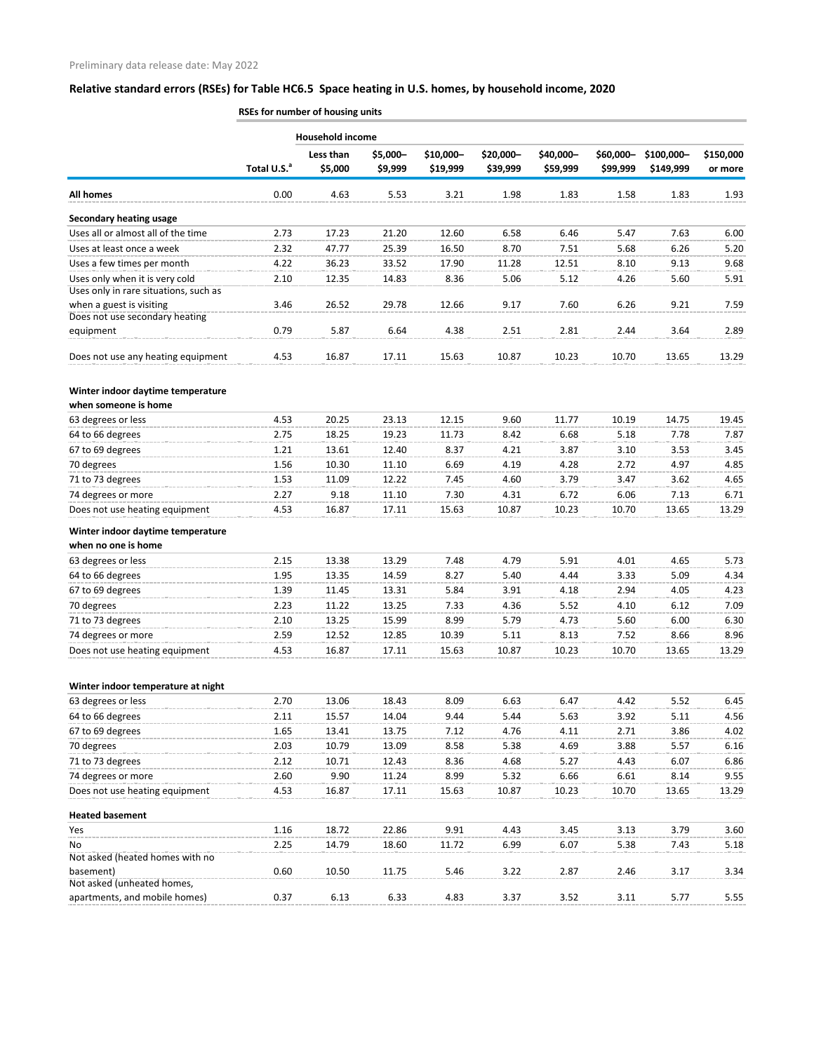Preliminary data release date: May 2022

## Relative standard errors (RSEs) for Table HC6.5 Space heating in U.S. homes, by household income, 2020

**RSEs for number of housing units**

| | | Household income | | | | | | | |
|---|---|---|---|---|---|---|---|---|---|
| | Total U.S.[a] | Less than $5,000 | $5,000–$9,999 | $10,000–$19,999 | $20,000–$39,999 | $40,000–$59,999 | $60,000–$99,999 | $100,000–$149,999 | $150,000 or more |
| **All homes** | 0.00 | 4.63 | 5.53 | 3.21 | 1.98 | 1.83 | 1.58 | 1.83 | 1.93 |
| **Secondary heating usage** | | | | | | | | | |
| Uses all or almost all of the time | 2.73 | 17.23 | 21.20 | 12.60 | 6.58 | 6.46 | 5.47 | 7.63 | 6.00 |
| Uses at least once a week | 2.32 | 47.77 | 25.39 | 16.50 | 8.70 | 7.51 | 5.68 | 6.26 | 5.20 |
| Uses a few times per month | 4.22 | 36.23 | 33.52 | 17.90 | 11.28 | 12.51 | 8.10 | 9.13 | 9.68 |
| Uses only when it is very cold | 2.10 | 12.35 | 14.83 | 8.36 | 5.06 | 5.12 | 4.26 | 5.60 | 5.91 |
| Uses only in rare situations, such as when a guest is visiting | 3.46 | 26.52 | 29.78 | 12.66 | 9.17 | 7.60 | 6.26 | 9.21 | 7.59 |
| Does not use secondary heating equipment | 0.79 | 5.87 | 6.64 | 4.38 | 2.51 | 2.81 | 2.44 | 3.64 | 2.89 |
| Does not use any heating equipment | 4.53 | 16.87 | 17.11 | 15.63 | 10.87 | 10.23 | 10.70 | 13.65 | 13.29 |
| **Winter indoor daytime temperature when someone is home** | | | | | | | | | |
| 63 degrees or less | 4.53 | 20.25 | 23.13 | 12.15 | 9.60 | 11.77 | 10.19 | 14.75 | 19.45 |
| 64 to 66 degrees | 2.75 | 18.25 | 19.23 | 11.73 | 8.42 | 6.68 | 5.18 | 7.78 | 7.87 |
| 67 to 69 degrees | 1.21 | 13.61 | 12.40 | 8.37 | 4.21 | 3.87 | 3.10 | 3.53 | 3.45 |
| 70 degrees | 1.56 | 10.30 | 11.10 | 6.69 | 4.19 | 4.28 | 2.72 | 4.97 | 4.85 |
| 71 to 73 degrees | 1.53 | 11.09 | 12.22 | 7.45 | 4.60 | 3.79 | 3.47 | 3.62 | 4.65 |
| 74 degrees or more | 2.27 | 9.18 | 11.10 | 7.30 | 4.31 | 6.72 | 6.06 | 7.13 | 6.71 |
| Does not use heating equipment | 4.53 | 16.87 | 17.11 | 15.63 | 10.87 | 10.23 | 10.70 | 13.65 | 13.29 |
| **Winter indoor daytime temperature when no one is home** | | | | | | | | | |
| 63 degrees or less | 2.15 | 13.38 | 13.29 | 7.48 | 4.79 | 5.91 | 4.01 | 4.65 | 5.73 |
| 64 to 66 degrees | 1.95 | 13.35 | 14.59 | 8.27 | 5.40 | 4.44 | 3.33 | 5.09 | 4.34 |
| 67 to 69 degrees | 1.39 | 11.45 | 13.31 | 5.84 | 3.91 | 4.18 | 2.94 | 4.05 | 4.23 |
| 70 degrees | 2.23 | 11.22 | 13.25 | 7.33 | 4.36 | 5.52 | 4.10 | 6.12 | 7.09 |
| 71 to 73 degrees | 2.10 | 13.25 | 15.99 | 8.99 | 5.79 | 4.73 | 5.60 | 6.00 | 6.30 |
| 74 degrees or more | 2.59 | 12.52 | 12.85 | 10.39 | 5.11 | 8.13 | 7.52 | 8.66 | 8.96 |
| Does not use heating equipment | 4.53 | 16.87 | 17.11 | 15.63 | 10.87 | 10.23 | 10.70 | 13.65 | 13.29 |
| **Winter indoor temperature at night** | | | | | | | | | |
| 63 degrees or less | 2.70 | 13.06 | 18.43 | 8.09 | 6.63 | 6.47 | 4.42 | 5.52 | 6.45 |
| 64 to 66 degrees | 2.11 | 15.57 | 14.04 | 9.44 | 5.44 | 5.63 | 3.92 | 5.11 | 4.56 |
| 67 to 69 degrees | 1.65 | 13.41 | 13.75 | 7.12 | 4.76 | 4.11 | 2.71 | 3.86 | 4.02 |
| 70 degrees | 2.03 | 10.79 | 13.09 | 8.58 | 5.38 | 4.69 | 3.88 | 5.57 | 6.16 |
| 71 to 73 degrees | 2.12 | 10.71 | 12.43 | 8.36 | 4.68 | 5.27 | 4.43 | 6.07 | 6.86 |
| 74 degrees or more | 2.60 | 9.90 | 11.24 | 8.99 | 5.32 | 6.66 | 6.61 | 8.14 | 9.55 |
| Does not use heating equipment | 4.53 | 16.87 | 17.11 | 15.63 | 10.87 | 10.23 | 10.70 | 13.65 | 13.29 |
| **Heated basement** | | | | | | | | | |
| Yes | 1.16 | 18.72 | 22.86 | 9.91 | 4.43 | 3.45 | 3.13 | 3.79 | 3.60 |
| No | 2.25 | 14.79 | 18.60 | 11.72 | 6.99 | 6.07 | 5.38 | 7.43 | 5.18 |
| Not asked (heated homes with no basement) | 0.60 | 10.50 | 11.75 | 5.46 | 3.22 | 2.87 | 2.46 | 3.17 | 3.34 |
| Not asked (unheated homes, apartments, and mobile homes) | 0.37 | 6.13 | 6.33 | 4.83 | 3.37 | 3.52 | 3.11 | 5.77 | 5.55 |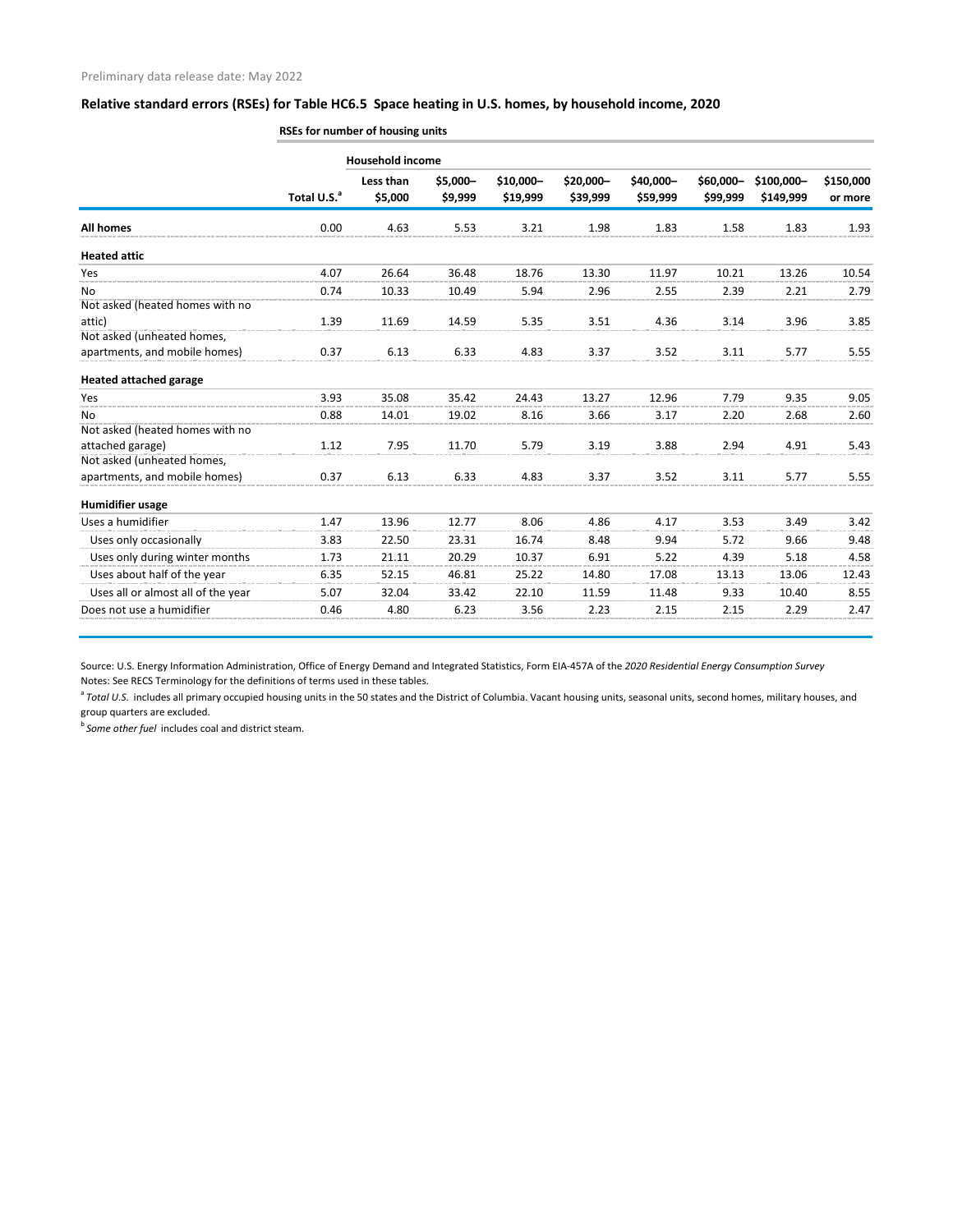Preliminary data release date: May 2022

## Relative standard errors (RSEs) for Table HC6.5 Space heating in U.S. homes, by household income, 2020

| | RSEs for number of housing units | | | | | | | | |
|---|---|---|---|---|---|---|---|---|---|
| | | Household income | | | | | | | |
| | Total U.S.[a] | Less than $5,000 | $5,000–$9,999 | $10,000–$19,999 | $20,000–$39,999 | $40,000–$59,999 | $60,000–$99,999 | $100,000–$149,999 | $150,000 or more |
| **All homes** | 0.00 | 4.63 | 5.53 | 3.21 | 1.98 | 1.83 | 1.58 | 1.83 | 1.93 |
| **Heated attic** | | | | | | | | | |
| Yes | 4.07 | 26.64 | 36.48 | 18.76 | 13.30 | 11.97 | 10.21 | 13.26 | 10.54 |
| No | 0.74 | 10.33 | 10.49 | 5.94 | 2.96 | 2.55 | 2.39 | 2.21 | 2.79 |
| Not asked (heated homes with no attic) | 1.39 | 11.69 | 14.59 | 5.35 | 3.51 | 4.36 | 3.14 | 3.96 | 3.85 |
| Not asked (unheated homes, apartments, and mobile homes) | 0.37 | 6.13 | 6.33 | 4.83 | 3.37 | 3.52 | 3.11 | 5.77 | 5.55 |
| **Heated attached garage** | | | | | | | | | |
| Yes | 3.93 | 35.08 | 35.42 | 24.43 | 13.27 | 12.96 | 7.79 | 9.35 | 9.05 |
| No | 0.88 | 14.01 | 19.02 | 8.16 | 3.66 | 3.17 | 2.20 | 2.68 | 2.60 |
| Not asked (heated homes with no attached garage) | 1.12 | 7.95 | 11.70 | 5.79 | 3.19 | 3.88 | 2.94 | 4.91 | 5.43 |
| Not asked (unheated homes, apartments, and mobile homes) | 0.37 | 6.13 | 6.33 | 4.83 | 3.37 | 3.52 | 3.11 | 5.77 | 5.55 |
| **Humidifier usage** | | | | | | | | | |
| Uses a humidifier | 1.47 | 13.96 | 12.77 | 8.06 | 4.86 | 4.17 | 3.53 | 3.49 | 3.42 |
| Uses only occasionally | 3.83 | 22.50 | 23.31 | 16.74 | 8.48 | 9.94 | 5.72 | 9.66 | 9.48 |
| Uses only during winter months | 1.73 | 21.11 | 20.29 | 10.37 | 6.91 | 5.22 | 4.39 | 5.18 | 4.58 |
| Uses about half of the year | 6.35 | 52.15 | 46.81 | 25.22 | 14.80 | 17.08 | 13.13 | 13.06 | 12.43 |
| Uses all or almost all of the year | 5.07 | 32.04 | 33.42 | 22.10 | 11.59 | 11.48 | 9.33 | 10.40 | 8.55 |
| Does not use a humidifier | 0.46 | 4.80 | 6.23 | 3.56 | 2.23 | 2.15 | 2.15 | 2.29 | 2.47 |

Source: U.S. Energy Information Administration, Office of Energy Demand and Integrated Statistics, Form EIA-457A of the *2020 Residential Energy Consumption Survey*
Notes: See RECS Terminology for the definitions of terms used in these tables.

[a] *Total U.S.* includes all primary occupied housing units in the 50 states and the District of Columbia. Vacant housing units, seasonal units, second homes, military houses, and group quarters are excluded.

[b] *Some other fuel* includes coal and district steam.